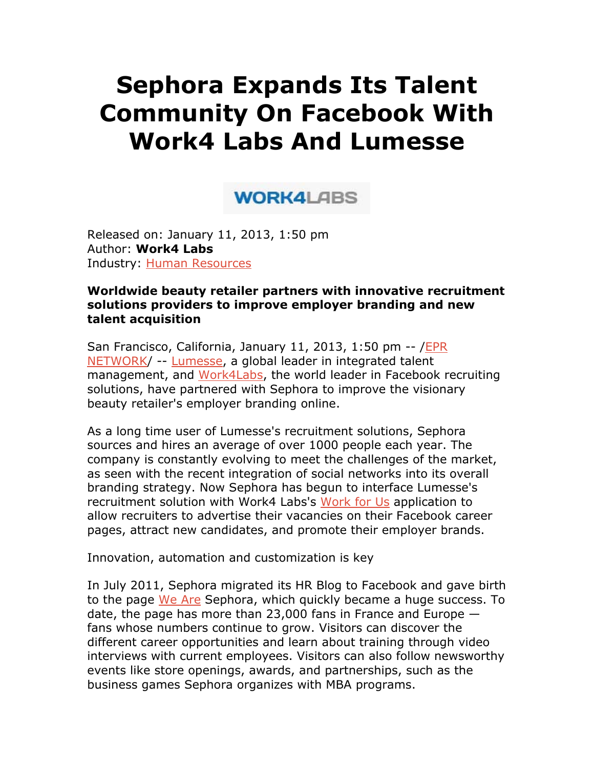# Sephora Expands Its Talent Community On Facebook With Work4 Labs And Lumesse

Released on: January 11, 2013, 1:50 pm
Author: **Work4 Labs**
Industry: Human Resources

**Worldwide beauty retailer partners with innovative recruitment solutions providers to improve employer branding and new talent acquisition**

San Francisco, California, January 11, 2013, 1:50 pm -- /EPR NETWORK/ -- Lumesse, a global leader in integrated talent management, and Work4Labs, the world leader in Facebook recruiting solutions, have partnered with Sephora to improve the visionary beauty retailer's employer branding online.

As a long time user of Lumesse's recruitment solutions, Sephora sources and hires an average of over 1000 people each year. The company is constantly evolving to meet the challenges of the market, as seen with the recent integration of social networks into its overall branding strategy. Now Sephora has begun to interface Lumesse's recruitment solution with Work4 Labs's Work for Us application to allow recruiters to advertise their vacancies on their Facebook career pages, attract new candidates, and promote their employer brands.

Innovation, automation and customization is key

In July 2011, Sephora migrated its HR Blog to Facebook and gave birth to the page We Are Sephora, which quickly became a huge success. To date, the page has more than 23,000 fans in France and Europe — fans whose numbers continue to grow. Visitors can discover the different career opportunities and learn about training through video interviews with current employees. Visitors can also follow newsworthy events like store openings, awards, and partnerships, such as the business games Sephora organizes with MBA programs.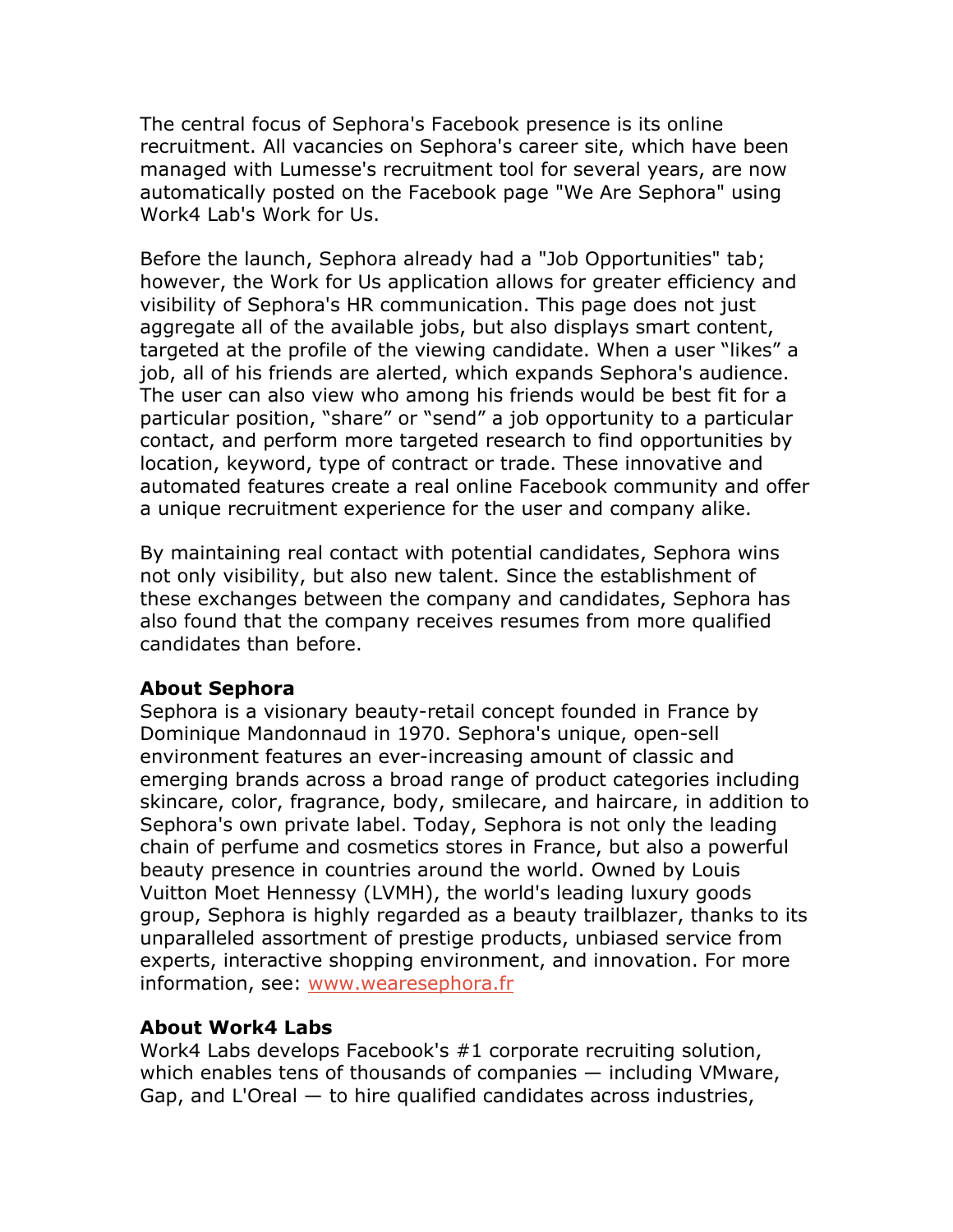The central focus of Sephora's Facebook presence is its online recruitment. All vacancies on Sephora's career site, which have been managed with Lumesse's recruitment tool for several years, are now automatically posted on the Facebook page "We Are Sephora" using Work4 Lab's Work for Us.

Before the launch, Sephora already had a "Job Opportunities" tab; however, the Work for Us application allows for greater efficiency and visibility of Sephora's HR communication. This page does not just aggregate all of the available jobs, but also displays smart content, targeted at the profile of the viewing candidate. When a user “likes” a job, all of his friends are alerted, which expands Sephora's audience. The user can also view who among his friends would be best fit for a particular position, “share” or “send” a job opportunity to a particular contact, and perform more targeted research to find opportunities by location, keyword, type of contract or trade. These innovative and automated features create a real online Facebook community and offer a unique recruitment experience for the user and company alike.

By maintaining real contact with potential candidates, Sephora wins not only visibility, but also new talent. Since the establishment of these exchanges between the company and candidates, Sephora has also found that the company receives resumes from more qualified candidates than before.

**About Sephora**
Sephora is a visionary beauty-retail concept founded in France by Dominique Mandonnaud in 1970. Sephora's unique, open-sell environment features an ever-increasing amount of classic and emerging brands across a broad range of product categories including skincare, color, fragrance, body, smilecare, and haircare, in addition to Sephora's own private label. Today, Sephora is not only the leading chain of perfume and cosmetics stores in France, but also a powerful beauty presence in countries around the world. Owned by Louis Vuitton Moet Hennessy (LVMH), the world's leading luxury goods group, Sephora is highly regarded as a beauty trailblazer, thanks to its unparalleled assortment of prestige products, unbiased service from experts, interactive shopping environment, and innovation. For more information, see: www.wearesephora.fr

**About Work4 Labs**
Work4 Labs develops Facebook's #1 corporate recruiting solution, which enables tens of thousands of companies — including VMware, Gap, and L'Oreal — to hire qualified candidates across industries,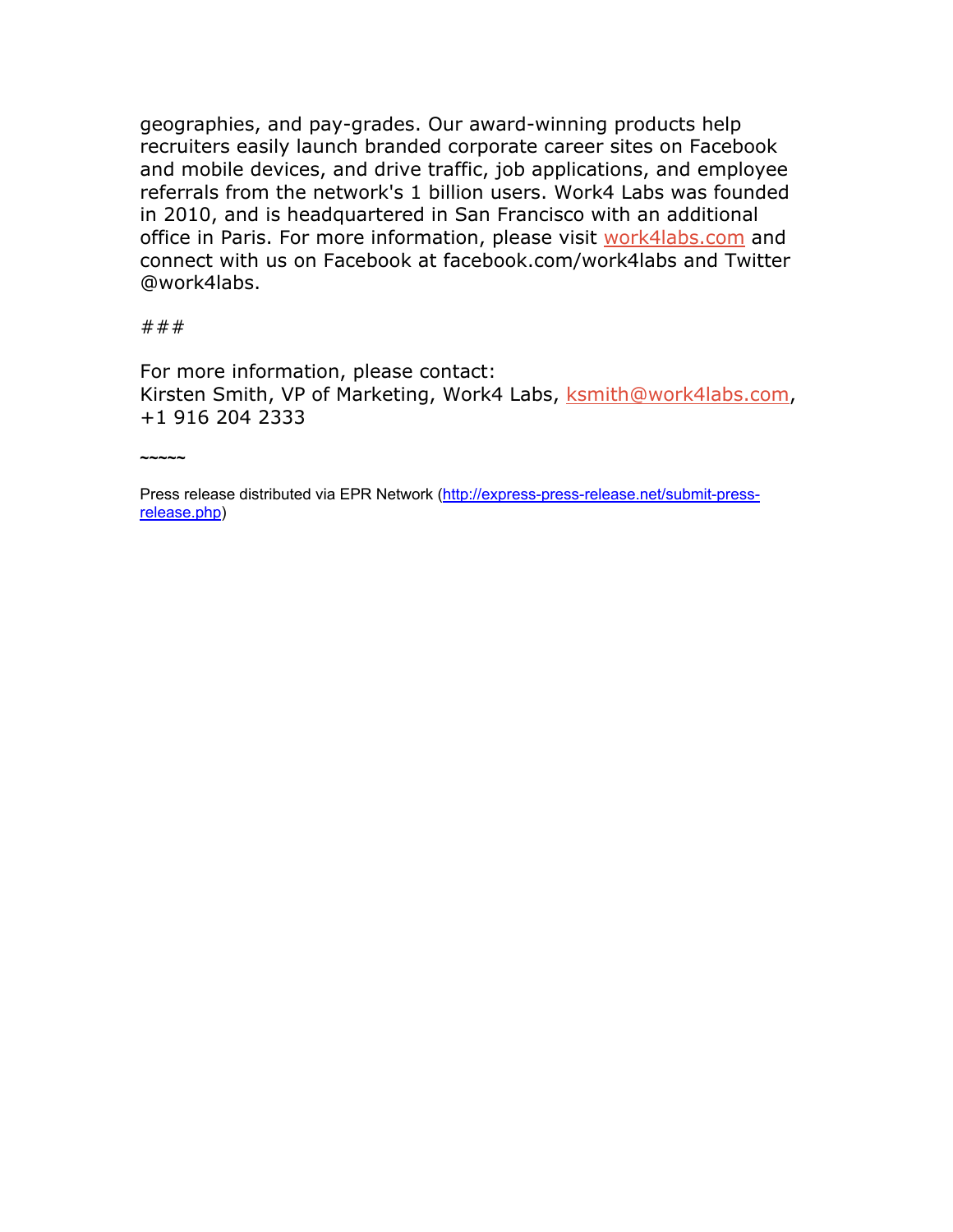geographies, and pay-grades. Our award-winning products help recruiters easily launch branded corporate career sites on Facebook and mobile devices, and drive traffic, job applications, and employee referrals from the network's 1 billion users. Work4 Labs was founded in 2010, and is headquartered in San Francisco with an additional office in Paris. For more information, please visit work4labs.com and connect with us on Facebook at facebook.com/work4labs and Twitter @work4labs.

###

For more information, please contact:
Kirsten Smith, VP of Marketing, Work4 Labs, ksmith@work4labs.com, +1 916 204 2333

~~~~~

Press release distributed via EPR Network (http://express-press-release.net/submit-press-release.php)